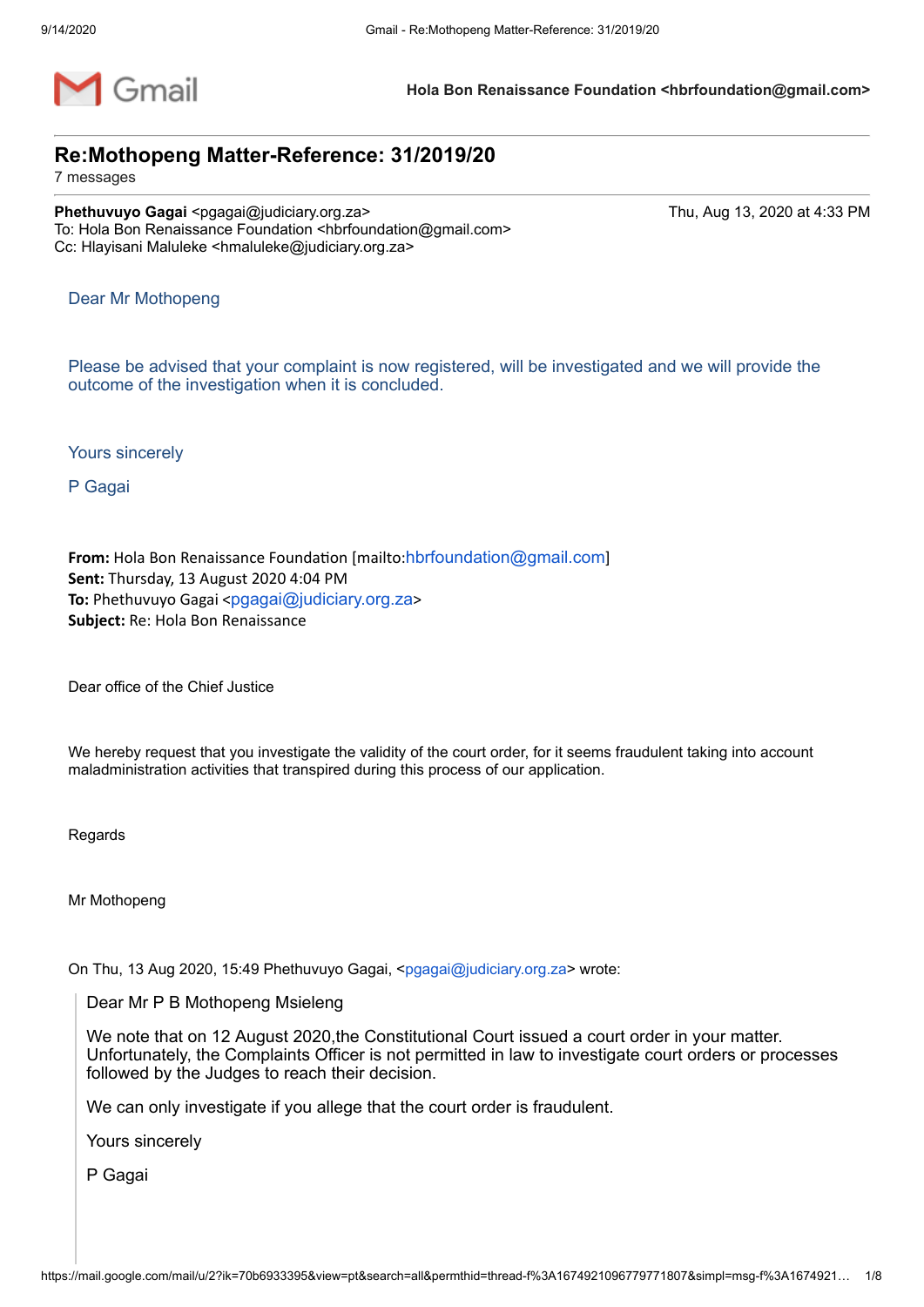Gmail

**Hola Bon Renaissance Foundation <hbrfoundation@gmail.com>**

# Re:Mothopeng Matter-Reference: 31/2019/20

7 messages

**Phethuvuyo Gagai** <pgagai@judiciary.org.za> Thu, Aug 13, 2020 at 4:33 PM
To: Hola Bon Renaissance Foundation <hbrfoundation@gmail.com>
Cc: Hlayisani Maluleke <hmaluleke@judiciary.org.za>

Dear Mr Mothopeng

Please be advised that your complaint is now registered, will be investigated and we will provide the outcome of the investigation when it is concluded.

Yours sincerely

P Gagai

**From:** Hola Bon Renaissance Foundation [mailto:hbrfoundation@gmail.com]
**Sent:** Thursday, 13 August 2020 4:04 PM
**To:** Phethuvuyo Gagai <pgagai@judiciary.org.za>
**Subject:** Re: Hola Bon Renaissance

Dear office of the Chief Justice

We hereby request that you investigate the validity of the court order, for it seems fraudulent taking into account maladministration activities that transpired during this process of our application.

Regards

Mr Mothopeng

On Thu, 13 Aug 2020, 15:49 Phethuvuyo Gagai, <pgagai@judiciary.org.za> wrote:

> Dear Mr P B Mothopeng Msieleng
>
> We note that on 12 August 2020,the Constitutional Court issued a court order in your matter. Unfortunately, the Complaints Officer is not permitted in law to investigate court orders or processes followed by the Judges to reach their decision.
>
> We can only investigate if you allege that the court order is fraudulent.
>
> Yours sincerely
>
> P Gagai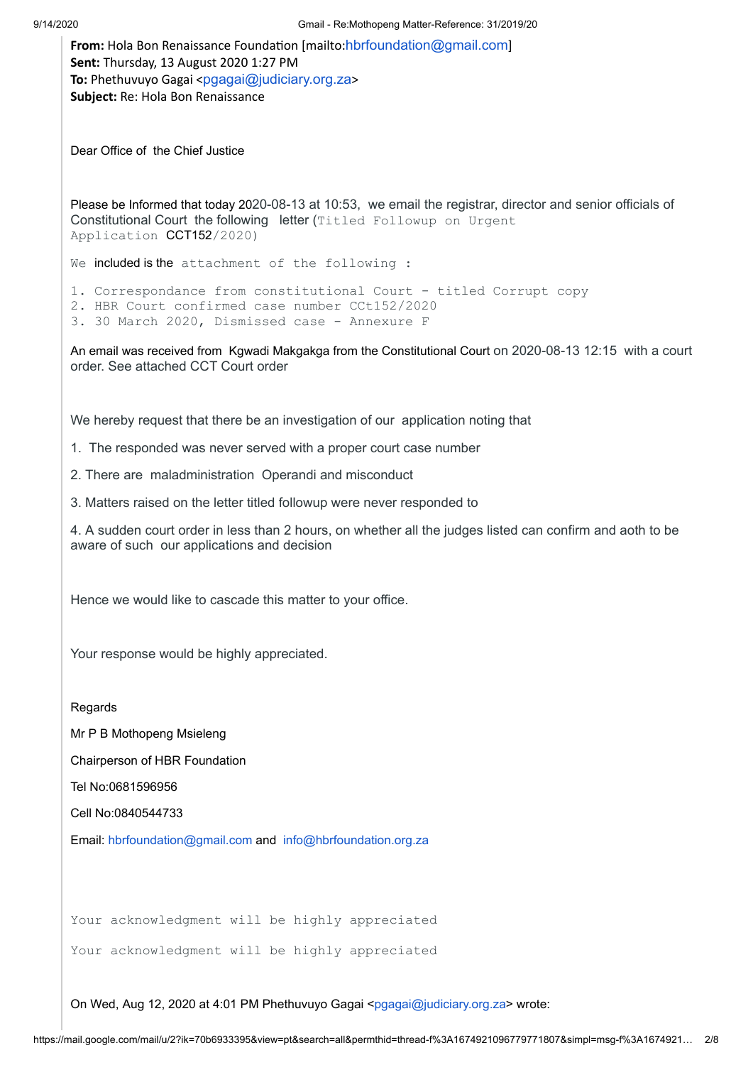**From:** Hola Bon Renaissance Foundation [mailto:hbrfoundation@gmail.com]
**Sent:** Thursday, 13 August 2020 1:27 PM
**To:** Phethuvuyo Gagai <pgagai@judiciary.org.za>
**Subject:** Re: Hola Bon Renaissance

Dear Office of the Chief Justice

Please be Informed that today 2020-08-13 at 10:53, we email the registrar, director and senior officials of Constitutional Court the following letter (Titled Followup on Urgent Application CCT152/2020)

We included is the attachment of the following :

1. Correspondance from constitutional Court - titled Corrupt copy
2. HBR Court confirmed case number CCt152/2020
3. 30 March 2020, Dismissed case - Annexure F

An email was received from Kgwadi Makgakga from the Constitutional Court on 2020-08-13 12:15 with a court order. See attached CCT Court order

We hereby request that there be an investigation of our application noting that

1. The responded was never served with a proper court case number
2. There are maladministration Operandi and misconduct
3. Matters raised on the letter titled followup were never responded to
4. A sudden court order in less than 2 hours, on whether all the judges listed can confirm and aoth to be aware of such our applications and decision

Hence we would like to cascade this matter to your office.

Your response would be highly appreciated.

Regards

Mr P B Mothopeng Msieleng

Chairperson of HBR Foundation

Tel No:0681596956

Cell No:0840544733

Email: hbrfoundation@gmail.com and info@hbrfoundation.org.za

Your acknowledgment will be highly appreciated

Your acknowledgment will be highly appreciated

On Wed, Aug 12, 2020 at 4:01 PM Phethuvuyo Gagai <pgagai@judiciary.org.za> wrote: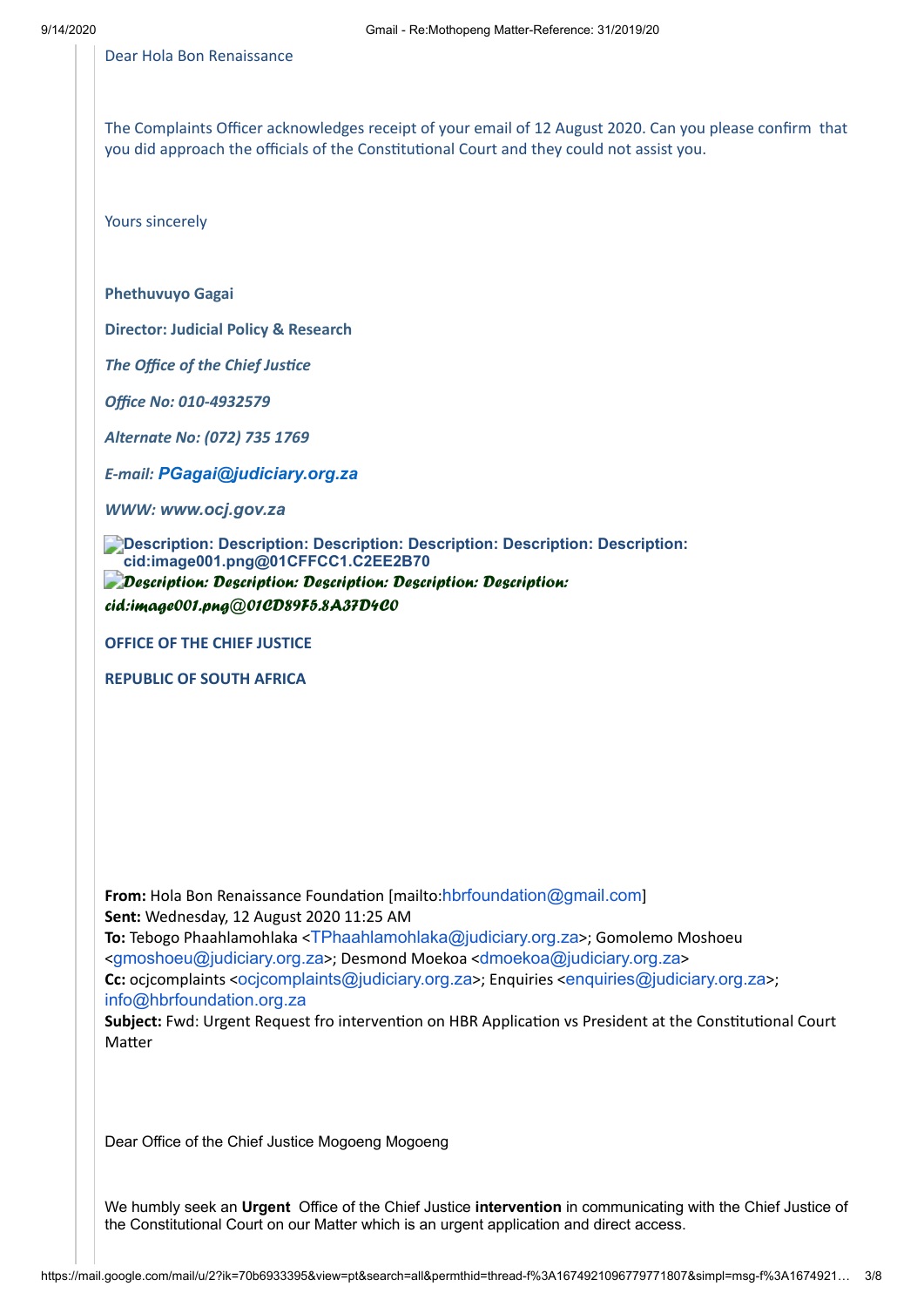Dear Hola Bon Renaissance

The Complaints Officer acknowledges receipt of your email of 12 August 2020. Can you please confirm that you did approach the officials of the Constitutional Court and they could not assist you.

Yours sincerely

**Phethuvuyo Gagai**

**Director: Judicial Policy & Research**

***The Office of the Chief Justice***

***Office No: 010-4932579***

***Alternate No: (072) 735 1769***

***E-mail: PGagai@judiciary.org.za***

***WWW: www.ocj.gov.za***

**Description: Description: Description: Description: Description: Description: cid:image001.png@01CFFCC1.C2EE2B70**

***Description: Description: Description: Description: Description: cid:image001.png@01CD89F5.8A37D4C0***

**OFFICE OF THE CHIEF JUSTICE**

**REPUBLIC OF SOUTH AFRICA**

**From:** Hola Bon Renaissance Foundation [mailto:hbrfoundation@gmail.com]
**Sent:** Wednesday, 12 August 2020 11:25 AM
**To:** Tebogo Phaahlamohlaka <TPhaahlamohlaka@judiciary.org.za>; Gomolemo Moshoeu <gmoshoeu@judiciary.org.za>; Desmond Moekoa <dmoekoa@judiciary.org.za>
**Cc:** ocjcomplaints <ocjcomplaints@judiciary.org.za>; Enquiries <enquiries@judiciary.org.za>; info@hbrfoundation.org.za
**Subject:** Fwd: Urgent Request fro intervention on HBR Application vs President at the Constitutional Court Matter

Dear Office of the Chief Justice Mogoeng Mogoeng

We humbly seek an **Urgent** Office of the Chief Justice **intervention** in communicating with the Chief Justice of the Constitutional Court on our Matter which is an urgent application and direct access.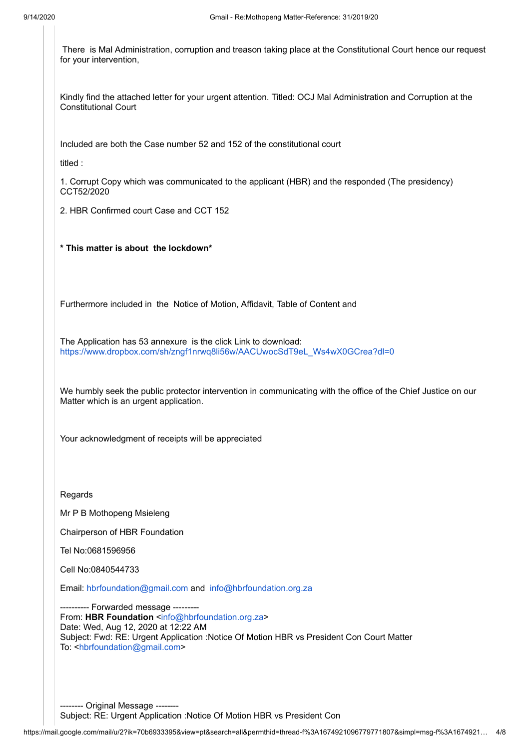There is Mal Administration, corruption and treason taking place at the Constitutional Court hence our request for your intervention,

Kindly find the attached letter for your urgent attention. Titled: OCJ Mal Administration and Corruption at the Constitutional Court

Included are both the Case number 52 and 152 of the constitutional court

titled :

1. Corrupt Copy which was communicated to the applicant (HBR) and the responded (The presidency) CCT52/2020

2. HBR Confirmed court Case and CCT 152

*** This matter is about the lockdown***

Furthermore included in the Notice of Motion, Affidavit, Table of Content and

The Application has 53 annexure is the click Link to download:
https://www.dropbox.com/sh/zngf1nrwq8li56w/AACUwocSdT9eL_Ws4wX0GCrea?dl=0

We humbly seek the public protector intervention in communicating with the office of the Chief Justice on our Matter which is an urgent application.

Your acknowledgment of receipts will be appreciated

Regards

Mr P B Mothopeng Msieleng

Chairperson of HBR Foundation

Tel No:0681596956

Cell No:0840544733

Email: hbrfoundation@gmail.com and info@hbrfoundation.org.za

---------- Forwarded message ---------
From: **HBR Foundation** <info@hbrfoundation.org.za>
Date: Wed, Aug 12, 2020 at 12:22 AM
Subject: Fwd: RE: Urgent Application :Notice Of Motion HBR vs President Con Court Matter
To: <hbrfoundation@gmail.com>

-------- Original Message --------
Subject: RE: Urgent Application :Notice Of Motion HBR vs President Con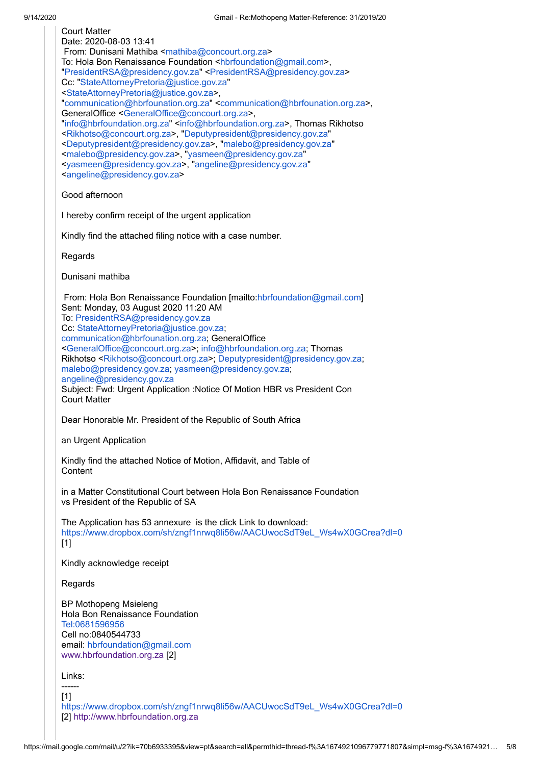Court Matter
Date: 2020-08-03 13:41
From: Dunisani Mathiba <mathiba@concourt.org.za>
To: Hola Bon Renaissance Foundation <hbrfoundation@gmail.com>,
"PresidentRSA@presidency.gov.za" <PresidentRSA@presidency.gov.za>
Cc: "StateAttorneyPretoria@justice.gov.za"
<StateAttorneyPretoria@justice.gov.za>,
"communication@hbrfounation.org.za" <communication@hbrfounation.org.za>,
GeneralOffice <GeneralOffice@concourt.org.za>,
"info@hbrfoundation.org.za" <info@hbrfoundation.org.za>, Thomas Rikhotso
<Rikhotso@concourt.org.za>, "Deputypresident@presidency.gov.za"
<Deputypresident@presidency.gov.za>, "malebo@presidency.gov.za"
<malebo@presidency.gov.za>, "yasmeen@presidency.gov.za"
<yasmeen@presidency.gov.za>, "angeline@presidency.gov.za"
<angeline@presidency.gov.za>

Good afternoon

I hereby confirm receipt of the urgent application

Kindly find the attached filing notice with a case number.

Regards

Dunisani mathiba

From: Hola Bon Renaissance Foundation [mailto:hbrfoundation@gmail.com]
Sent: Monday, 03 August 2020 11:20 AM
To: PresidentRSA@presidency.gov.za
Cc: StateAttorneyPretoria@justice.gov.za;
communication@hbrfounation.org.za; GeneralOffice
<GeneralOffice@concourt.org.za>; info@hbrfoundation.org.za; Thomas
Rikhotso <Rikhotso@concourt.org.za>; Deputypresident@presidency.gov.za;
malebo@presidency.gov.za; yasmeen@presidency.gov.za;
angeline@presidency.gov.za
Subject: Fwd: Urgent Application :Notice Of Motion HBR vs President Con
Court Matter

Dear Honorable Mr. President of the Republic of South Africa

an Urgent Application

Kindly find the attached Notice of Motion, Affidavit, and Table of
Content

in a Matter Constitutional Court between Hola Bon Renaissance Foundation
vs President of the Republic of SA

The Application has 53 annexure is the click Link to download:
https://www.dropbox.com/sh/zngf1nrwq8li56w/AACUwocSdT9eL_Ws4wX0GCrea?dl=0
[1]

Kindly acknowledge receipt

Regards

BP Mothopeng Msieleng
Hola Bon Renaissance Foundation
Tel:0681596956
Cell no:0840544733
email: hbrfoundation@gmail.com
www.hbrfoundation.org.za [2]

Links:
------
[1]
https://www.dropbox.com/sh/zngf1nrwq8li56w/AACUwocSdT9eL_Ws4wX0GCrea?dl=0
[2] http://www.hbrfoundation.org.za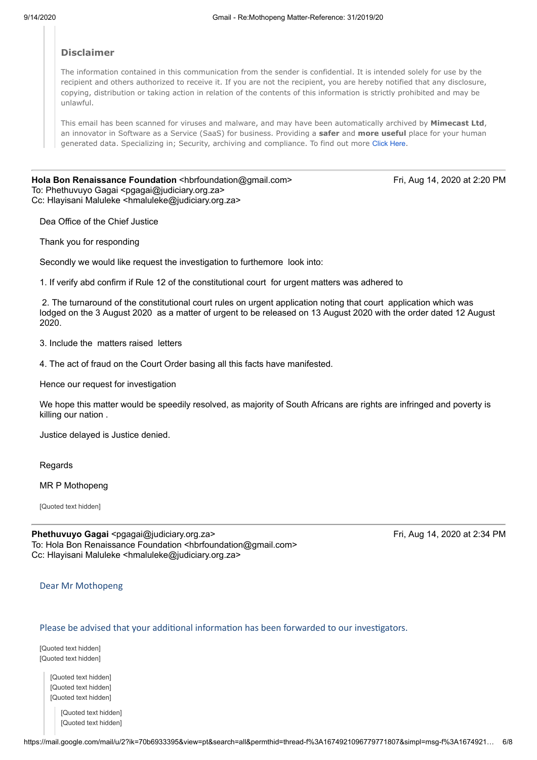### Disclaimer

The information contained in this communication from the sender is confidential. It is intended solely for use by the recipient and others authorized to receive it. If you are not the recipient, you are hereby notified that any disclosure, copying, distribution or taking action in relation of the contents of this information is strictly prohibited and may be unlawful.

This email has been scanned for viruses and malware, and may have been automatically archived by **Mimecast Ltd**, an innovator in Software as a Service (SaaS) for business. Providing a **safer** and **more useful** place for your human generated data. Specializing in; Security, archiving and compliance. To find out more Click Here.

---

**Hola Bon Renaissance Foundation** <hbrfoundation@gmail.com> Fri, Aug 14, 2020 at 2:20 PM
To: Phethuvuyo Gagai <pgagai@judiciary.org.za>
Cc: Hlayisani Maluleke <hmaluleke@judiciary.org.za>

Dea Office of the Chief Justice

Thank you for responding

Secondly we would like request the investigation to furthermore look into:

1. If verify abd confirm if Rule 12 of the constitutional court for urgent matters was adhered to

2. The turnaround of the constitutional court rules on urgent application noting that court application which was lodged on the 3 August 2020 as a matter of urgent to be released on 13 August 2020 with the order dated 12 August 2020.

3. Include the matters raised letters

4. The act of fraud on the Court Order basing all this facts have manifested.

Hence our request for investigation

We hope this matter would be speedily resolved, as majority of South Africans are rights are infringed and poverty is killing our nation .

Justice delayed is Justice denied.

Regards

MR P Mothopeng

[Quoted text hidden]

---

**Phethuvuyo Gagai** <pgagai@judiciary.org.za> Fri, Aug 14, 2020 at 2:34 PM
To: Hola Bon Renaissance Foundation <hbrfoundation@gmail.com>
Cc: Hlayisani Maluleke <hmaluleke@judiciary.org.za>

Dear Mr Mothopeng

Please be advised that your additional information has been forwarded to our investigators.

[Quoted text hidden]
[Quoted text hidden]

[Quoted text hidden]
[Quoted text hidden]
[Quoted text hidden]

[Quoted text hidden]
[Quoted text hidden]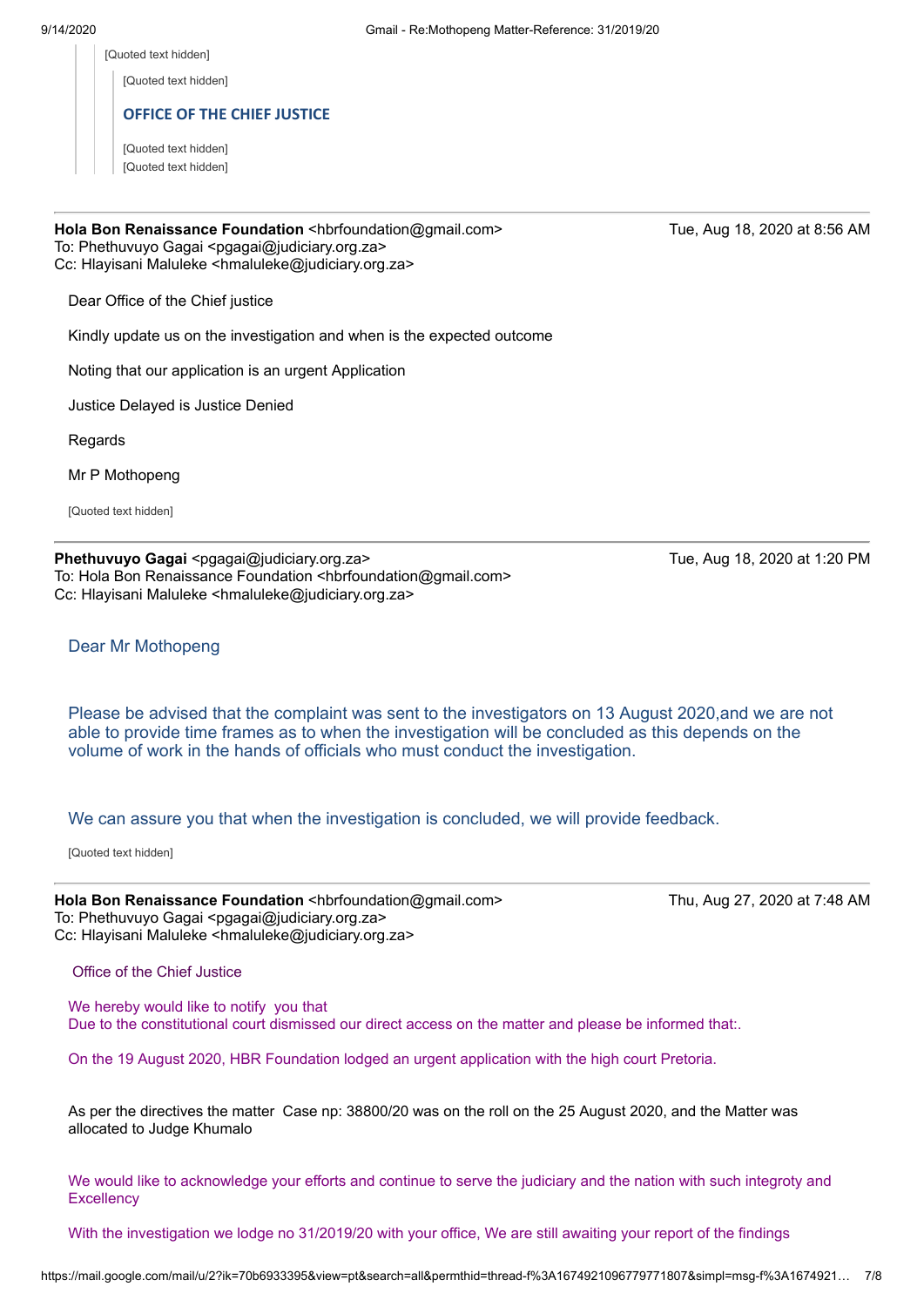[Quoted text hidden]

[Quoted text hidden]

**OFFICE OF THE CHIEF JUSTICE**

[Quoted text hidden]
[Quoted text hidden]

---

**Hola Bon Renaissance Foundation** <hbrfoundation@gmail.com> Tue, Aug 18, 2020 at 8:56 AM
To: Phethuvuyo Gagai <pgagai@judiciary.org.za>
Cc: Hlayisani Maluleke <hmaluleke@judiciary.org.za>

Dear Office of the Chief justice

Kindly update us on the investigation and when is the expected outcome

Noting that our application is an urgent Application

Justice Delayed is Justice Denied

Regards

Mr P Mothopeng

[Quoted text hidden]

---

**Phethuvuyo Gagai** <pgagai@judiciary.org.za> Tue, Aug 18, 2020 at 1:20 PM
To: Hola Bon Renaissance Foundation <hbrfoundation@gmail.com>
Cc: Hlayisani Maluleke <hmaluleke@judiciary.org.za>

Dear Mr Mothopeng

Please be advised that the complaint was sent to the investigators on 13 August 2020,and we are not able to provide time frames as to when the investigation will be concluded as this depends on the volume of work in the hands of officials who must conduct the investigation.

We can assure you that when the investigation is concluded, we will provide feedback.

[Quoted text hidden]

---

**Hola Bon Renaissance Foundation** <hbrfoundation@gmail.com> Thu, Aug 27, 2020 at 7:48 AM
To: Phethuvuyo Gagai <pgagai@judiciary.org.za>
Cc: Hlayisani Maluleke <hmaluleke@judiciary.org.za>

Office of the Chief Justice

We hereby would like to notify you that
Due to the constitutional court dismissed our direct access on the matter and please be informed that:.

On the 19 August 2020, HBR Foundation lodged an urgent application with the high court Pretoria.

As per the directives the matter Case np: 38800/20 was on the roll on the 25 August 2020, and the Matter was allocated to Judge Khumalo

We would like to acknowledge your efforts and continue to serve the judiciary and the nation with such integroty and Excellency

With the investigation we lodge no 31/2019/20 with your office, We are still awaiting your report of the findings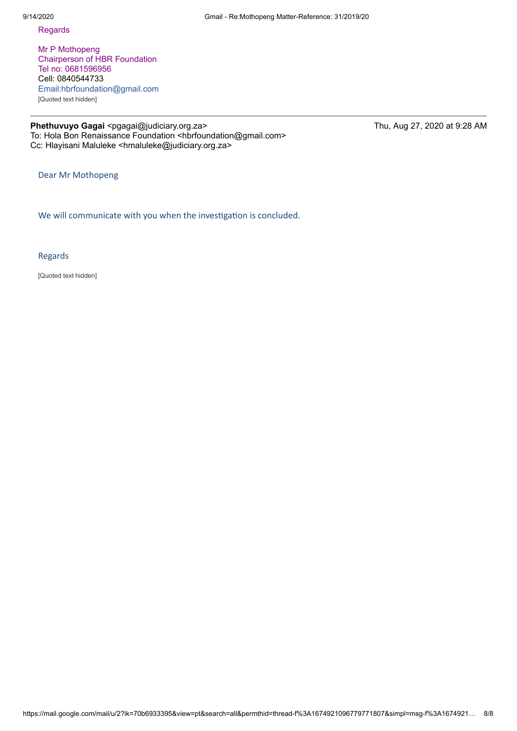Regards

Mr P Mothopeng
Chairperson of HBR Foundation
Tel no: 0681596956
Cell: 0840544733
Email:hbrfoundation@gmail.com
[Quoted text hidden]

---

**Phethuvuyo Gagai** <pgagai@judiciary.org.za> — Thu, Aug 27, 2020 at 9:28 AM
To: Hola Bon Renaissance Foundation <hbrfoundation@gmail.com>
Cc: Hlayisani Maluleke <hmaluleke@judiciary.org.za>

Dear Mr Mothopeng

We will communicate with you when the investigation is concluded.

Regards

[Quoted text hidden]